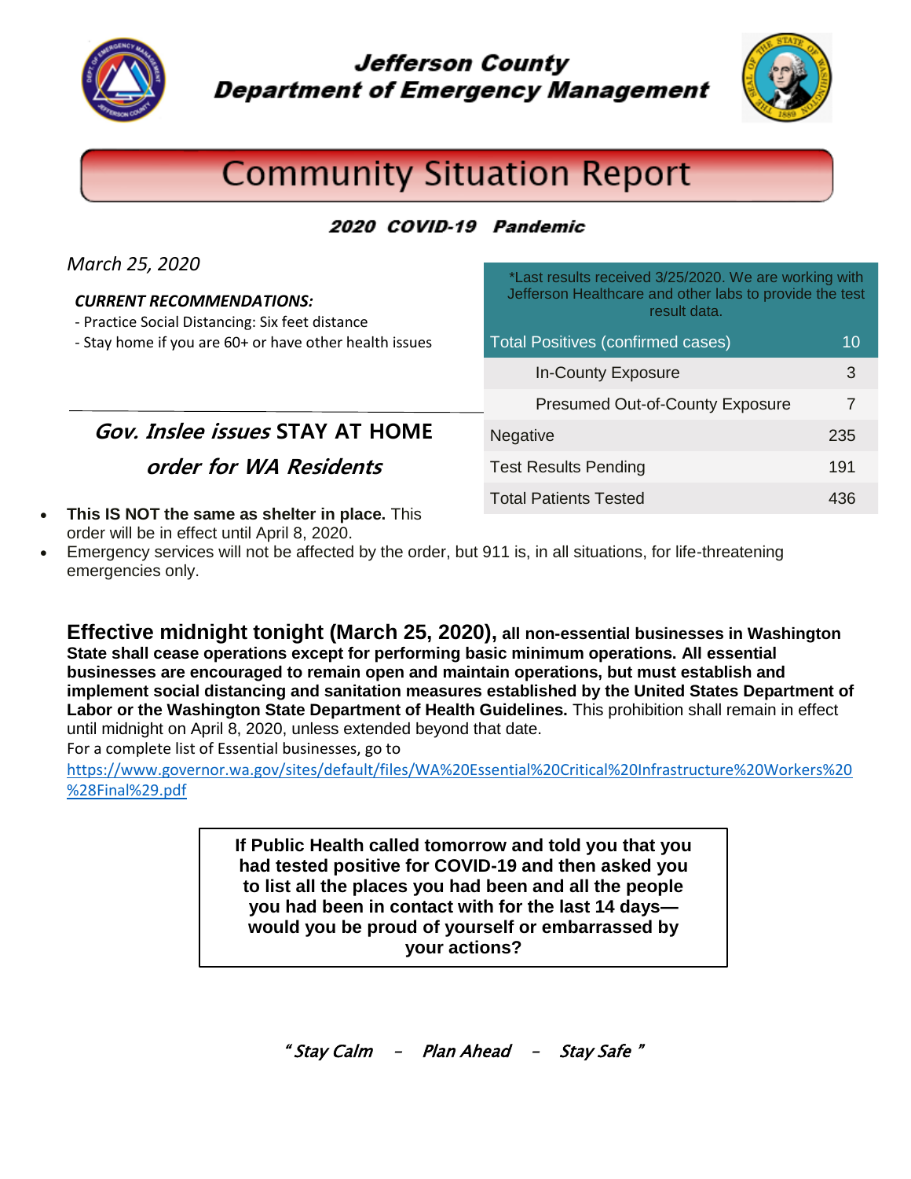# Jefferson County
# Department of Emergency Management

# Community Situation Report

### *2020 COVID-19 Pandemic*

*March 25, 2020*

***CURRENT RECOMMENDATIONS:***

- Practice Social Distancing: Six feet distance
- Stay home if you are 60+ or have other health issues

| *Last results received 3/25/2020. We are working with Jefferson Healthcare and other labs to provide the test result data. | |
|---|---|
| Total Positives (confirmed cases) | 10 |
| In-County Exposure | 3 |
| Presumed Out-of-County Exposure | 7 |
| Negative | 235 |
| Test Results Pending | 191 |
| Total Patients Tested | 436 |

## *Gov. Inslee issues* STAY AT HOME *order for WA Residents*

- **This IS NOT the same as shelter in place.** This order will be in effect until April 8, 2020.
- Emergency services will not be affected by the order, but 911 is, in all situations, for life-threatening emergencies only.

**Effective midnight tonight (March 25, 2020), all non-essential businesses in Washington State shall cease operations except for performing basic minimum operations. All essential businesses are encouraged to remain open and maintain operations, but must establish and implement social distancing and sanitation measures established by the United States Department of Labor or the Washington State Department of Health Guidelines.** This prohibition shall remain in effect until midnight on April 8, 2020, unless extended beyond that date.

For a complete list of Essential businesses, go to
https://www.governor.wa.gov/sites/default/files/WA%20Essential%20Critical%20Infrastructure%20Workers%20%28Final%29.pdf

**If Public Health called tomorrow and told you that you had tested positive for COVID-19 and then asked you to list all the places you had been and all the people you had been in contact with for the last 14 days—would you be proud of yourself or embarrassed by your actions?**

*" Stay Calm – Plan Ahead – Stay Safe "*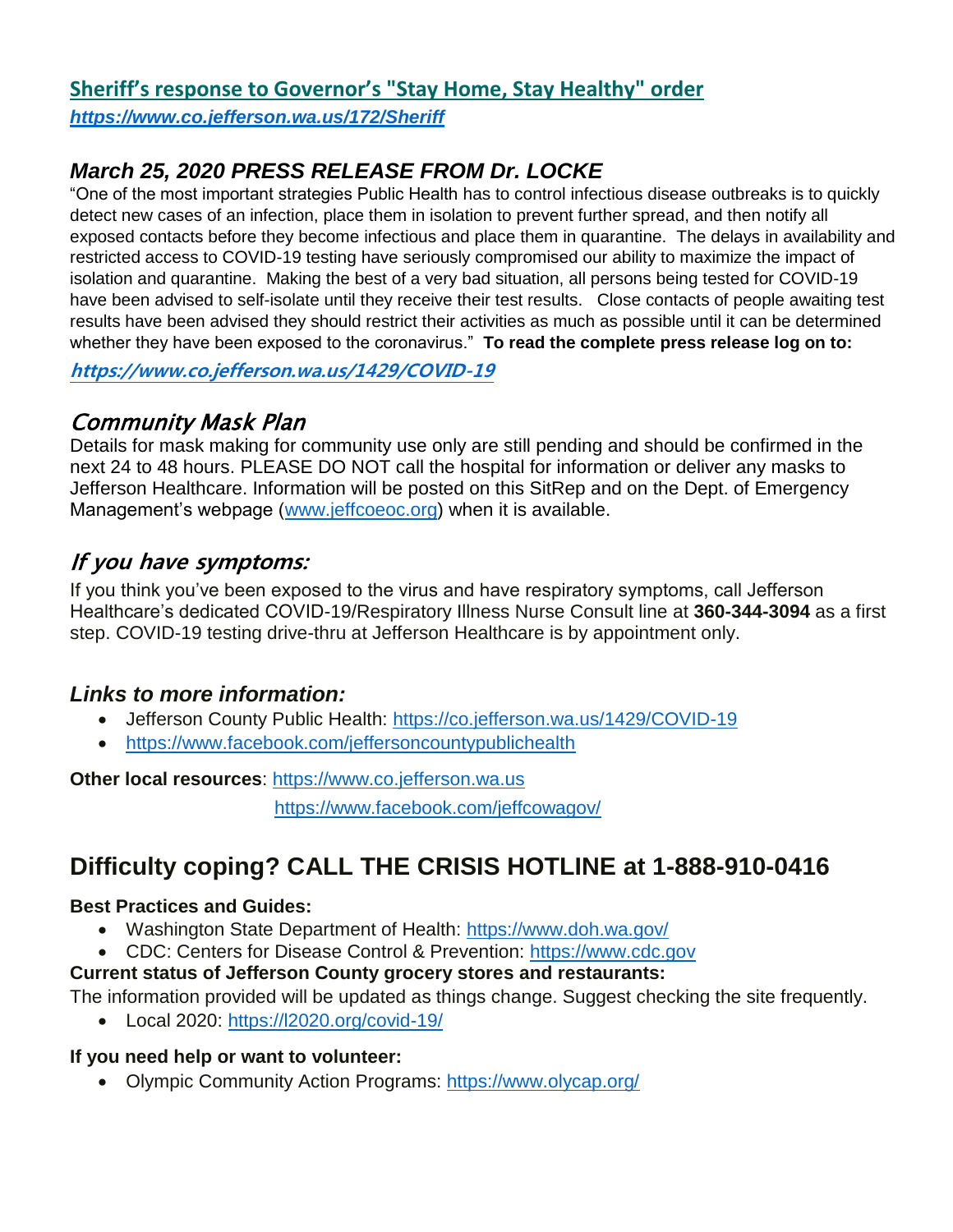## [Sheriff's response to Governor's "Stay Home, Stay Healthy" order](https://www.co.jefferson.wa.us/172/Sheriff)

***[https://www.co.jefferson.wa.us/172/Sheriff](https://www.co.jefferson.wa.us/172/Sheriff)***

## *March 25, 2020 PRESS RELEASE FROM Dr. LOCKE*

"One of the most important strategies Public Health has to control infectious disease outbreaks is to quickly detect new cases of an infection, place them in isolation to prevent further spread, and then notify all exposed contacts before they become infectious and place them in quarantine. The delays in availability and restricted access to COVID-19 testing have seriously compromised our ability to maximize the impact of isolation and quarantine. Making the best of a very bad situation, all persons being tested for COVID-19 have been advised to self-isolate until they receive their test results. Close contacts of people awaiting test results have been advised they should restrict their activities as much as possible until it can be determined whether they have been exposed to the coronavirus." **To read the complete press release log on to:**

**[https://www.co.jefferson.wa.us/1429/COVID-19](https://www.co.jefferson.wa.us/1429/COVID-19)**

## *Community Mask Plan*

Details for mask making for community use only are still pending and should be confirmed in the next 24 to 48 hours. PLEASE DO NOT call the hospital for information or deliver any masks to Jefferson Healthcare. Information will be posted on this SitRep and on the Dept. of Emergency Management's webpage ([www.jeffcoeoc.org](http://www.jeffcoeoc.org)) when it is available.

## *If you have symptoms:*

If you think you've been exposed to the virus and have respiratory symptoms, call Jefferson Healthcare's dedicated COVID-19/Respiratory Illness Nurse Consult line at **360-344-3094** as a first step. COVID-19 testing drive-thru at Jefferson Healthcare is by appointment only.

## *Links to more information:*

- Jefferson County Public Health: [https://co.jefferson.wa.us/1429/COVID-19](https://co.jefferson.wa.us/1429/COVID-19)
- [https://www.facebook.com/jeffersoncountypublichealth](https://www.facebook.com/jeffersoncountypublichealth)

**Other local resources**: [https://www.co.jefferson.wa.us](https://www.co.jefferson.wa.us)
[https://www.facebook.com/jeffcowagov/](https://www.facebook.com/jeffcowagov/)

# Difficulty coping? CALL THE CRISIS HOTLINE at 1-888-910-0416

**Best Practices and Guides:**

- Washington State Department of Health: [https://www.doh.wa.gov/](https://www.doh.wa.gov/)
- CDC: Centers for Disease Control & Prevention: [https://www.cdc.gov](https://www.cdc.gov)

**Current status of Jefferson County grocery stores and restaurants:**

The information provided will be updated as things change. Suggest checking the site frequently.

- Local 2020: [https://l2020.org/covid-19/](https://l2020.org/covid-19/)

**If you need help or want to volunteer:**

- Olympic Community Action Programs: [https://www.olycap.org/](https://www.olycap.org/)